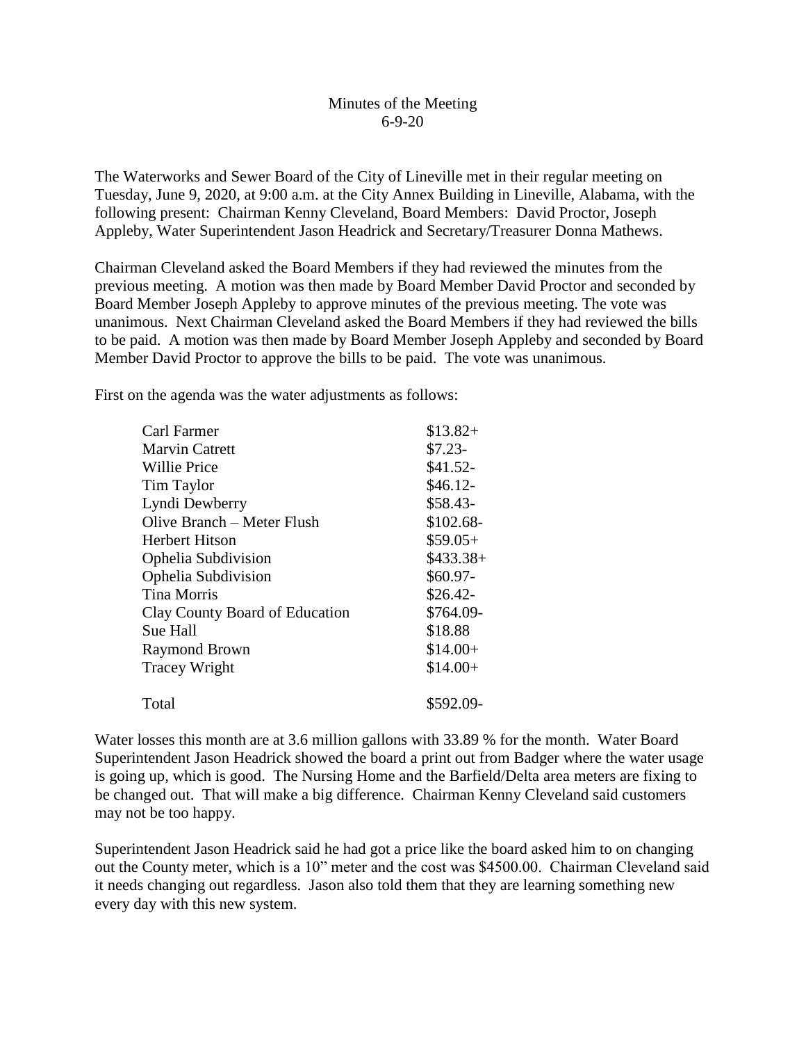Minutes of the Meeting
6-9-20

The Waterworks and Sewer Board of the City of Lineville met in their regular meeting on Tuesday, June 9, 2020, at 9:00 a.m. at the City Annex Building in Lineville, Alabama, with the following present: Chairman Kenny Cleveland, Board Members: David Proctor, Joseph Appleby, Water Superintendent Jason Headrick and Secretary/Treasurer Donna Mathews.

Chairman Cleveland asked the Board Members if they had reviewed the minutes from the previous meeting. A motion was then made by Board Member David Proctor and seconded by Board Member Joseph Appleby to approve minutes of the previous meeting. The vote was unanimous. Next Chairman Cleveland asked the Board Members if they had reviewed the bills to be paid. A motion was then made by Board Member Joseph Appleby and seconded by Board Member David Proctor to approve the bills to be paid. The vote was unanimous.

First on the agenda was the water adjustments as follows:

| | |
|---|---|
| Carl Farmer | $13.82+ |
| Marvin Catrett | $7.23- |
| Willie Price | $41.52- |
| Tim Taylor | $46.12- |
| Lyndi Dewberry | $58.43- |
| Olive Branch – Meter Flush | $102.68- |
| Herbert Hitson | $59.05+ |
| Ophelia Subdivision | $433.38+ |
| Ophelia Subdivision | $60.97- |
| Tina Morris | $26.42- |
| Clay County Board of Education | $764.09- |
| Sue Hall | $18.88 |
| Raymond Brown | $14.00+ |
| Tracey Wright | $14.00+ |
| Total | $592.09- |

Water losses this month are at 3.6 million gallons with 33.89 % for the month. Water Board Superintendent Jason Headrick showed the board a print out from Badger where the water usage is going up, which is good. The Nursing Home and the Barfield/Delta area meters are fixing to be changed out. That will make a big difference. Chairman Kenny Cleveland said customers may not be too happy.

Superintendent Jason Headrick said he had got a price like the board asked him to on changing out the County meter, which is a 10" meter and the cost was $4500.00. Chairman Cleveland said it needs changing out regardless. Jason also told them that they are learning something new every day with this new system.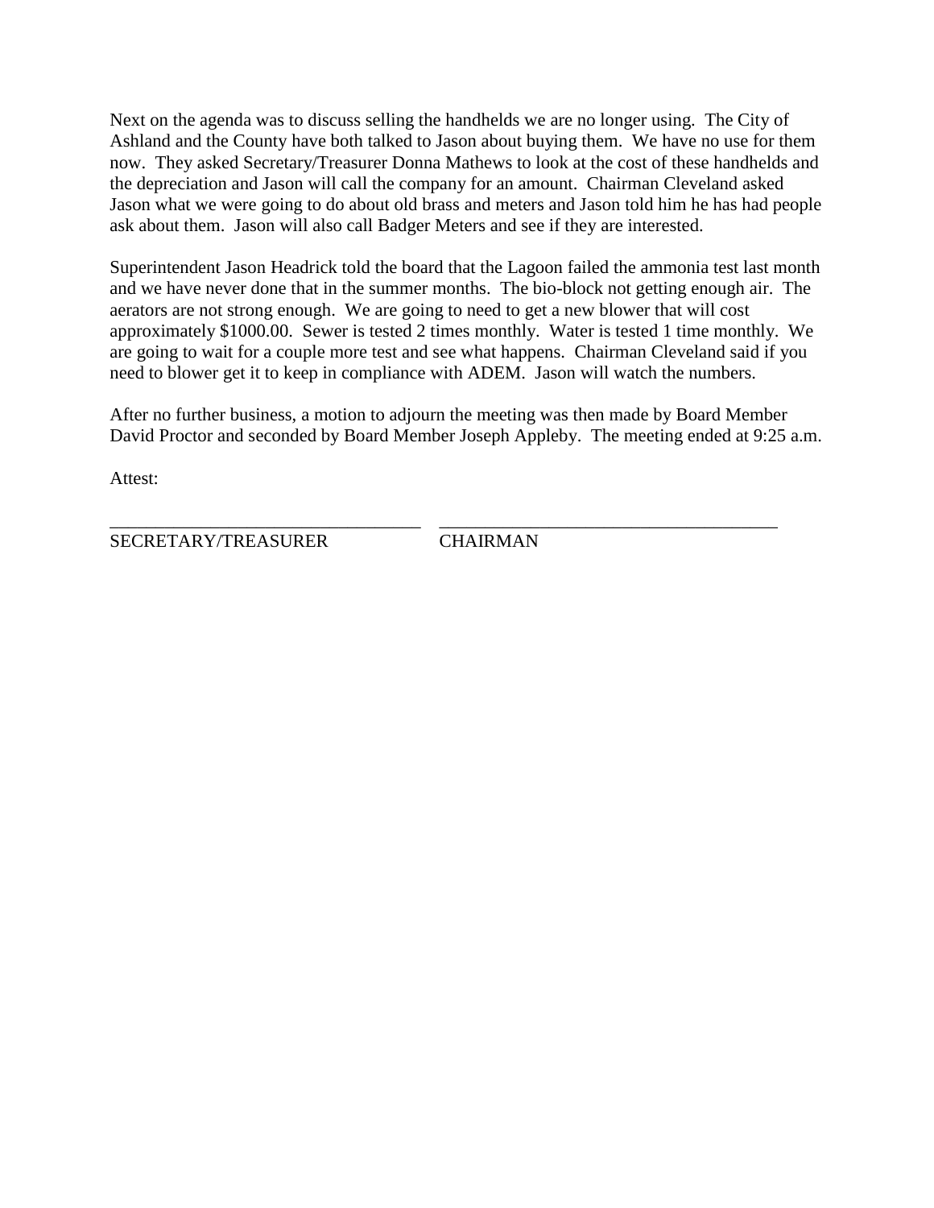Next on the agenda was to discuss selling the handhelds we are no longer using. The City of Ashland and the County have both talked to Jason about buying them. We have no use for them now. They asked Secretary/Treasurer Donna Mathews to look at the cost of these handhelds and the depreciation and Jason will call the company for an amount. Chairman Cleveland asked Jason what we were going to do about old brass and meters and Jason told him he has had people ask about them. Jason will also call Badger Meters and see if they are interested.

Superintendent Jason Headrick told the board that the Lagoon failed the ammonia test last month and we have never done that in the summer months. The bio-block not getting enough air. The aerators are not strong enough. We are going to need to get a new blower that will cost approximately $1000.00. Sewer is tested 2 times monthly. Water is tested 1 time monthly. We are going to wait for a couple more test and see what happens. Chairman Cleveland said if you need to blower get it to keep in compliance with ADEM. Jason will watch the numbers.

After no further business, a motion to adjourn the meeting was then made by Board Member David Proctor and seconded by Board Member Joseph Appleby. The meeting ended at 9:25 a.m.

Attest:

\_\_\_\_\_\_\_\_\_\_\_\_\_\_\_\_\_\_\_\_\_\_\_\_\_\_\_\_\_\_\_\_\_\_ \_\_\_\_\_\_\_\_\_\_\_\_\_\_\_\_\_\_\_\_\_\_\_\_\_\_\_\_\_\_\_\_\_\_\_\_\_\_\_

SECRETARY/TREASURER CHAIRMAN